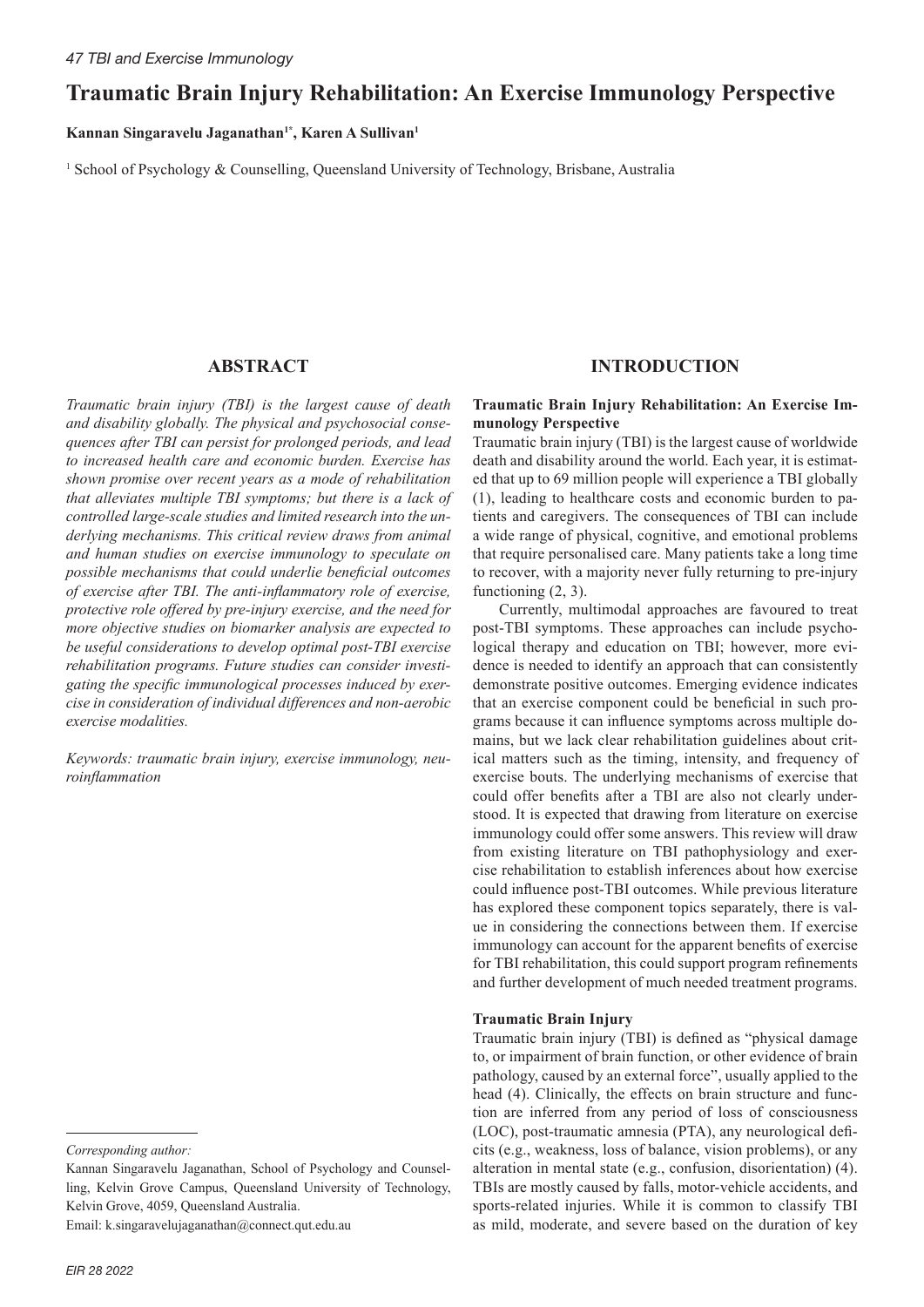# Traumatic Brain Injury Rehabilitation: An Exercise Immunology Perspective

**Kannan Singaravelu Jaganathan[1*], Karen A Sullivan[1]**

[1] School of Psychology & Counselling, Queensland University of Technology, Brisbane, Australia

## ABSTRACT

*Traumatic brain injury (TBI) is the largest cause of death and disability globally. The physical and psychosocial consequences after TBI can persist for prolonged periods, and lead to increased health care and economic burden. Exercise has shown promise over recent years as a mode of rehabilitation that alleviates multiple TBI symptoms; but there is a lack of controlled large-scale studies and limited research into the underlying mechanisms. This critical review draws from animal and human studies on exercise immunology to speculate on possible mechanisms that could underlie beneficial outcomes of exercise after TBI. The anti-inflammatory role of exercise, protective role offered by pre-injury exercise, and the need for more objective studies on biomarker analysis are expected to be useful considerations to develop optimal post-TBI exercise rehabilitation programs. Future studies can consider investigating the specific immunological processes induced by exercise in consideration of individual differences and non-aerobic exercise modalities.*

*Keywords: traumatic brain injury, exercise immunology, neuroinflammation*

---

*Corresponding author:*

Kannan Singaravelu Jaganathan, School of Psychology and Counselling, Kelvin Grove Campus, Queensland University of Technology, Kelvin Grove, 4059, Queensland Australia.

Email: k.singaravelujaganathan@connect.qut.edu.au

## INTRODUCTION

### Traumatic Brain Injury Rehabilitation: An Exercise Immunology Perspective

Traumatic brain injury (TBI) is the largest cause of worldwide death and disability around the world. Each year, it is estimated that up to 69 million people will experience a TBI globally (1), leading to healthcare costs and economic burden to patients and caregivers. The consequences of TBI can include a wide range of physical, cognitive, and emotional problems that require personalised care. Many patients take a long time to recover, with a majority never fully returning to pre-injury functioning (2, 3).

Currently, multimodal approaches are favoured to treat post-TBI symptoms. These approaches can include psychological therapy and education on TBI; however, more evidence is needed to identify an approach that can consistently demonstrate positive outcomes. Emerging evidence indicates that an exercise component could be beneficial in such programs because it can influence symptoms across multiple domains, but we lack clear rehabilitation guidelines about critical matters such as the timing, intensity, and frequency of exercise bouts. The underlying mechanisms of exercise that could offer benefits after a TBI are also not clearly understood. It is expected that drawing from literature on exercise immunology could offer some answers. This review will draw from existing literature on TBI pathophysiology and exercise rehabilitation to establish inferences about how exercise could influence post-TBI outcomes. While previous literature has explored these component topics separately, there is value in considering the connections between them. If exercise immunology can account for the apparent benefits of exercise for TBI rehabilitation, this could support program refinements and further development of much needed treatment programs.

### Traumatic Brain Injury

Traumatic brain injury (TBI) is defined as "physical damage to, or impairment of brain function, or other evidence of brain pathology, caused by an external force", usually applied to the head (4). Clinically, the effects on brain structure and function are inferred from any period of loss of consciousness (LOC), post-traumatic amnesia (PTA), any neurological deficits (e.g., weakness, loss of balance, vision problems), or any alteration in mental state (e.g., confusion, disorientation) (4). TBIs are mostly caused by falls, motor-vehicle accidents, and sports-related injuries. While it is common to classify TBI as mild, moderate, and severe based on the duration of key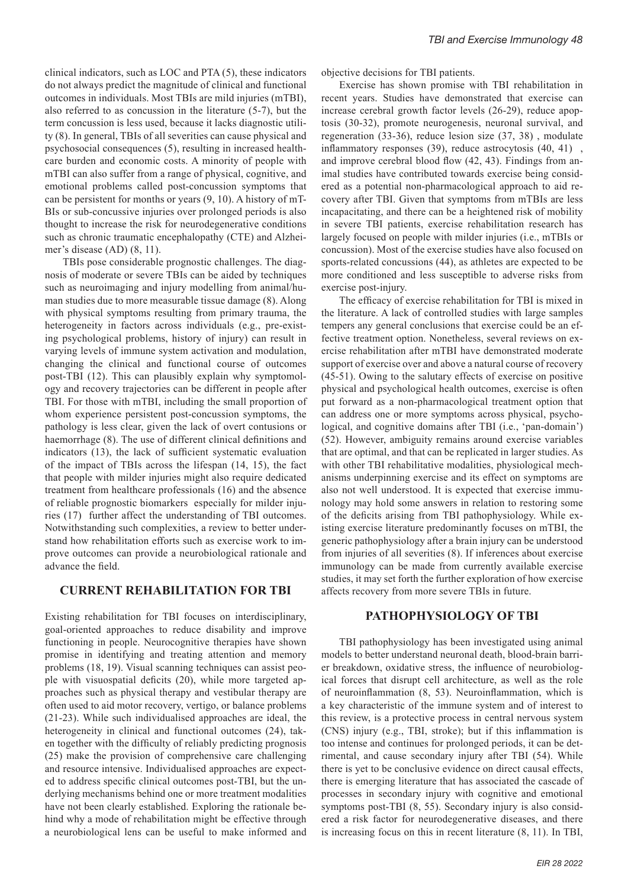clinical indicators, such as LOC and PTA (5), these indicators do not always predict the magnitude of clinical and functional outcomes in individuals. Most TBIs are mild injuries (mTBI), also referred to as concussion in the literature (5-7), but the term concussion is less used, because it lacks diagnostic utility (8). In general, TBIs of all severities can cause physical and psychosocial consequences (5), resulting in increased healthcare burden and economic costs. A minority of people with mTBI can also suffer from a range of physical, cognitive, and emotional problems called post-concussion symptoms that can be persistent for months or years (9, 10). A history of mTBIs or sub-concussive injuries over prolonged periods is also thought to increase the risk for neurodegenerative conditions such as chronic traumatic encephalopathy (CTE) and Alzheimer's disease (AD) (8, 11).

TBIs pose considerable prognostic challenges. The diagnosis of moderate or severe TBIs can be aided by techniques such as neuroimaging and injury modelling from animal/human studies due to more measurable tissue damage (8). Along with physical symptoms resulting from primary trauma, the heterogeneity in factors across individuals (e.g., pre-existing psychological problems, history of injury) can result in varying levels of immune system activation and modulation, changing the clinical and functional course of outcomes post-TBI (12). This can plausibly explain why symptomology and recovery trajectories can be different in people after TBI. For those with mTBI, including the small proportion of whom experience persistent post-concussion symptoms, the pathology is less clear, given the lack of overt contusions or haemorrhage (8). The use of different clinical definitions and indicators (13), the lack of sufficient systematic evaluation of the impact of TBIs across the lifespan (14, 15), the fact that people with milder injuries might also require dedicated treatment from healthcare professionals (16) and the absence of reliable prognostic biomarkers especially for milder injuries (17) further affect the understanding of TBI outcomes. Notwithstanding such complexities, a review to better understand how rehabilitation efforts such as exercise work to improve outcomes can provide a neurobiological rationale and advance the field.

## CURRENT REHABILITATION FOR TBI

Existing rehabilitation for TBI focuses on interdisciplinary, goal-oriented approaches to reduce disability and improve functioning in people. Neurocognitive therapies have shown promise in identifying and treating attention and memory problems (18, 19). Visual scanning techniques can assist people with visuospatial deficits (20), while more targeted approaches such as physical therapy and vestibular therapy are often used to aid motor recovery, vertigo, or balance problems (21-23). While such individualised approaches are ideal, the heterogeneity in clinical and functional outcomes (24), taken together with the difficulty of reliably predicting prognosis (25) make the provision of comprehensive care challenging and resource intensive. Individualised approaches are expected to address specific clinical outcomes post-TBI, but the underlying mechanisms behind one or more treatment modalities have not been clearly established. Exploring the rationale behind why a mode of rehabilitation might be effective through a neurobiological lens can be useful to make informed and objective decisions for TBI patients.

Exercise has shown promise with TBI rehabilitation in recent years. Studies have demonstrated that exercise can increase cerebral growth factor levels (26-29), reduce apoptosis (30-32), promote neurogenesis, neuronal survival, and regeneration (33-36), reduce lesion size (37, 38) , modulate inflammatory responses (39), reduce astrocytosis (40, 41) , and improve cerebral blood flow (42, 43). Findings from animal studies have contributed towards exercise being considered as a potential non-pharmacological approach to aid recovery after TBI. Given that symptoms from mTBIs are less incapacitating, and there can be a heightened risk of mobility in severe TBI patients, exercise rehabilitation research has largely focused on people with milder injuries (i.e., mTBIs or concussion). Most of the exercise studies have also focused on sports-related concussions (44), as athletes are expected to be more conditioned and less susceptible to adverse risks from exercise post-injury.

The efficacy of exercise rehabilitation for TBI is mixed in the literature. A lack of controlled studies with large samples tempers any general conclusions that exercise could be an effective treatment option. Nonetheless, several reviews on exercise rehabilitation after mTBI have demonstrated moderate support of exercise over and above a natural course of recovery (45-51). Owing to the salutary effects of exercise on positive physical and psychological health outcomes, exercise is often put forward as a non-pharmacological treatment option that can address one or more symptoms across physical, psychological, and cognitive domains after TBI (i.e., 'pan-domain') (52). However, ambiguity remains around exercise variables that are optimal, and that can be replicated in larger studies. As with other TBI rehabilitative modalities, physiological mechanisms underpinning exercise and its effect on symptoms are also not well understood. It is expected that exercise immunology may hold some answers in relation to restoring some of the deficits arising from TBI pathophysiology. While existing exercise literature predominantly focuses on mTBI, the generic pathophysiology after a brain injury can be understood from injuries of all severities (8). If inferences about exercise immunology can be made from currently available exercise studies, it may set forth the further exploration of how exercise affects recovery from more severe TBIs in future.

## PATHOPHYSIOLOGY OF TBI

TBI pathophysiology has been investigated using animal models to better understand neuronal death, blood-brain barrier breakdown, oxidative stress, the influence of neurobiological forces that disrupt cell architecture, as well as the role of neuroinflammation (8, 53). Neuroinflammation, which is a key characteristic of the immune system and of interest to this review, is a protective process in central nervous system (CNS) injury (e.g., TBI, stroke); but if this inflammation is too intense and continues for prolonged periods, it can be detrimental, and cause secondary injury after TBI (54). While there is yet to be conclusive evidence on direct causal effects, there is emerging literature that has associated the cascade of processes in secondary injury with cognitive and emotional symptoms post-TBI (8, 55). Secondary injury is also considered a risk factor for neurodegenerative diseases, and there is increasing focus on this in recent literature (8, 11). In TBI,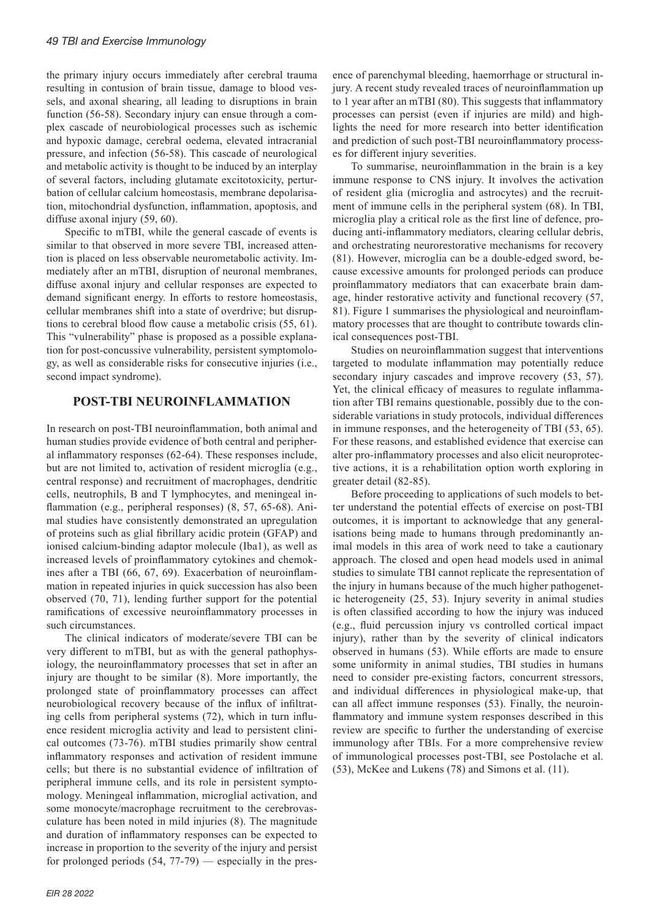the primary injury occurs immediately after cerebral trauma resulting in contusion of brain tissue, damage to blood vessels, and axonal shearing, all leading to disruptions in brain function (56-58). Secondary injury can ensue through a complex cascade of neurobiological processes such as ischemic and hypoxic damage, cerebral oedema, elevated intracranial pressure, and infection (56-58). This cascade of neurological and metabolic activity is thought to be induced by an interplay of several factors, including glutamate excitotoxicity, perturbation of cellular calcium homeostasis, membrane depolarisation, mitochondrial dysfunction, inflammation, apoptosis, and diffuse axonal injury (59, 60).

Specific to mTBI, while the general cascade of events is similar to that observed in more severe TBI, increased attention is placed on less observable neurometabolic activity. Immediately after an mTBI, disruption of neuronal membranes, diffuse axonal injury and cellular responses are expected to demand significant energy. In efforts to restore homeostasis, cellular membranes shift into a state of overdrive; but disruptions to cerebral blood flow cause a metabolic crisis (55, 61). This "vulnerability" phase is proposed as a possible explanation for post-concussive vulnerability, persistent symptomology, as well as considerable risks for consecutive injuries (i.e., second impact syndrome).

## POST-TBI NEUROINFLAMMATION

In research on post-TBI neuroinflammation, both animal and human studies provide evidence of both central and peripheral inflammatory responses (62-64). These responses include, but are not limited to, activation of resident microglia (e.g., central response) and recruitment of macrophages, dendritic cells, neutrophils, B and T lymphocytes, and meningeal inflammation (e.g., peripheral responses) (8, 57, 65-68). Animal studies have consistently demonstrated an upregulation of proteins such as glial fibrillary acidic protein (GFAP) and ionised calcium-binding adaptor molecule (Iba1), as well as increased levels of proinflammatory cytokines and chemokines after a TBI (66, 67, 69). Exacerbation of neuroinflammation in repeated injuries in quick succession has also been observed (70, 71), lending further support for the potential ramifications of excessive neuroinflammatory processes in such circumstances.

The clinical indicators of moderate/severe TBI can be very different to mTBI, but as with the general pathophysiology, the neuroinflammatory processes that set in after an injury are thought to be similar (8). More importantly, the prolonged state of proinflammatory processes can affect neurobiological recovery because of the influx of infiltrating cells from peripheral systems (72), which in turn influence resident microglia activity and lead to persistent clinical outcomes (73-76). mTBI studies primarily show central inflammatory responses and activation of resident immune cells; but there is no substantial evidence of infiltration of peripheral immune cells, and its role in persistent symptomology. Meningeal inflammation, microglial activation, and some monocyte/macrophage recruitment to the cerebrovasculature has been noted in mild injuries (8). The magnitude and duration of inflammatory responses can be expected to increase in proportion to the severity of the injury and persist for prolonged periods (54, 77-79) — especially in the presence of parenchymal bleeding, haemorrhage or structural injury. A recent study revealed traces of neuroinflammation up to 1 year after an mTBI (80). This suggests that inflammatory processes can persist (even if injuries are mild) and highlights the need for more research into better identification and prediction of such post-TBI neuroinflammatory processes for different injury severities.

To summarise, neuroinflammation in the brain is a key immune response to CNS injury. It involves the activation of resident glia (microglia and astrocytes) and the recruitment of immune cells in the peripheral system (68). In TBI, microglia play a critical role as the first line of defence, producing anti-inflammatory mediators, clearing cellular debris, and orchestrating neurorestorative mechanisms for recovery (81). However, microglia can be a double-edged sword, because excessive amounts for prolonged periods can produce proinflammatory mediators that can exacerbate brain damage, hinder restorative activity and functional recovery (57, 81). Figure 1 summarises the physiological and neuroinflammatory processes that are thought to contribute towards clinical consequences post-TBI.

Studies on neuroinflammation suggest that interventions targeted to modulate inflammation may potentially reduce secondary injury cascades and improve recovery (53, 57). Yet, the clinical efficacy of measures to regulate inflammation after TBI remains questionable, possibly due to the considerable variations in study protocols, individual differences in immune responses, and the heterogeneity of TBI (53, 65). For these reasons, and established evidence that exercise can alter pro-inflammatory processes and also elicit neuroprotective actions, it is a rehabilitation option worth exploring in greater detail (82-85).

Before proceeding to applications of such models to better understand the potential effects of exercise on post-TBI outcomes, it is important to acknowledge that any generalisations being made to humans through predominantly animal models in this area of work need to take a cautionary approach. The closed and open head models used in animal studies to simulate TBI cannot replicate the representation of the injury in humans because of the much higher pathogenetic heterogeneity (25, 53). Injury severity in animal studies is often classified according to how the injury was induced (e.g., fluid percussion injury vs controlled cortical impact injury), rather than by the severity of clinical indicators observed in humans (53). While efforts are made to ensure some uniformity in animal studies, TBI studies in humans need to consider pre-existing factors, concurrent stressors, and individual differences in physiological make-up, that can all affect immune responses (53). Finally, the neuroinflammatory and immune system responses described in this review are specific to further the understanding of exercise immunology after TBIs. For a more comprehensive review of immunological processes post-TBI, see Postolache et al. (53), McKee and Lukens (78) and Simons et al. (11).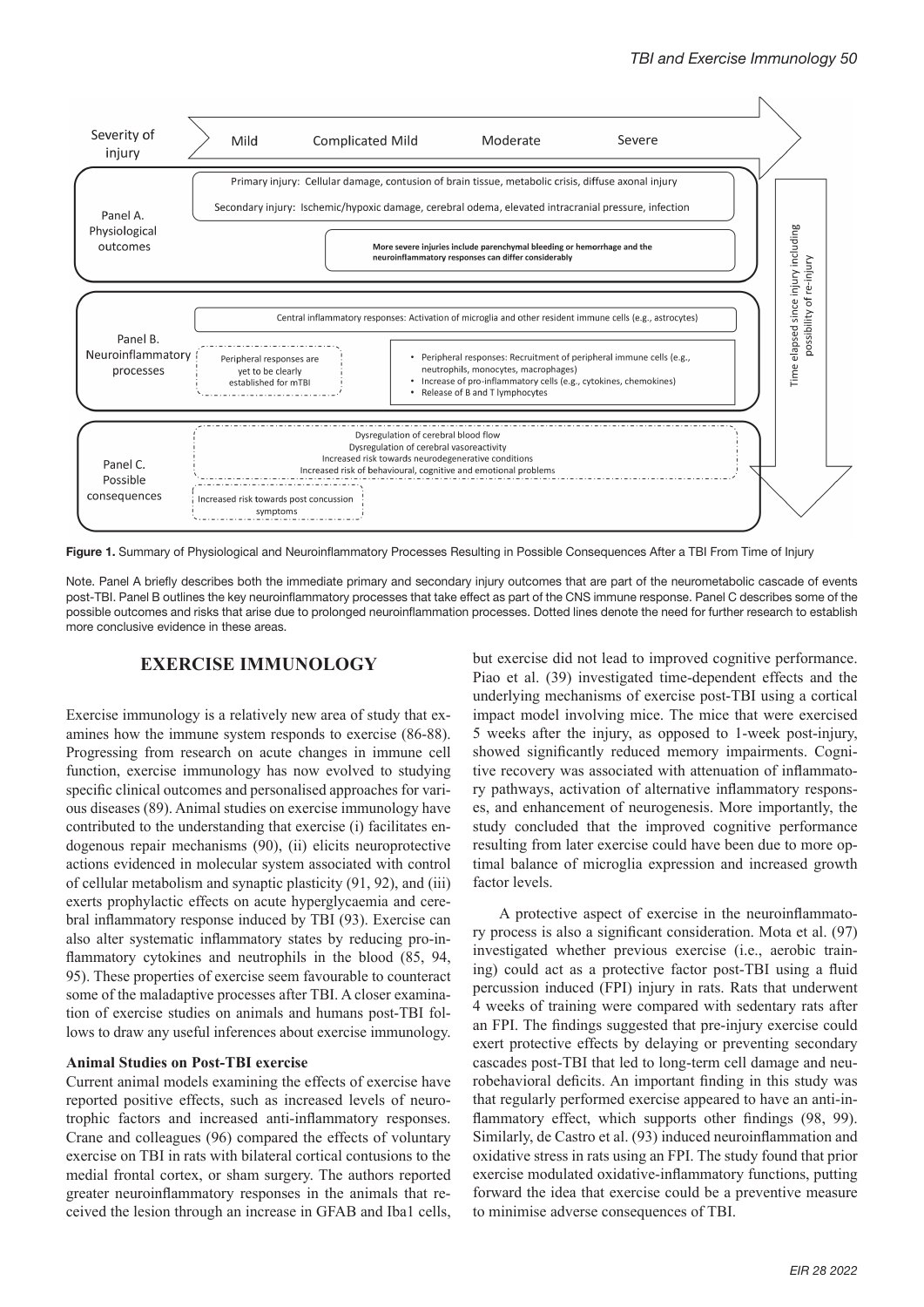Severity of injury: Mild — Complicated Mild — Moderate — Severe

Panel A. Physiological outcomes

Primary injury: Cellular damage, contusion of brain tissue, metabolic crisis, diffuse axonal injury

Secondary injury: Ischemic/hypoxic damage, cerebral odema, elevated intracranial pressure, infection

**More severe injuries include parenchymal bleeding or hemorrhage and the neuroinflammatory responses can differ considerably**

Panel B. Neuroinflammatory processes

Central inflammatory responses: Activation of microglia and other resident immune cells (e.g., astrocytes)

Peripheral responses are yet to be clearly established for mTBI

- Peripheral responses: Recruitment of peripheral immune cells (e.g., neutrophils, monocytes, macrophages)
- Increase of pro-inflammatory cells (e.g., cytokines, chemokines)
- Release of B and T lymphocytes

Panel C. Possible consequences

Dysregulation of cerebral blood flow
Dysregulation of cerebral vasoreactivity
Increased risk towards neurodegenerative conditions
Increased risk of behavioural, cognitive and emotional problems

Increased risk towards post concussion symptoms

Time elapsed since injury including possibility of re-injury

**Figure 1.** Summary of Physiological and Neuroinflammatory Processes Resulting in Possible Consequences After a TBI From Time of Injury

Note. Panel A briefly describes both the immediate primary and secondary injury outcomes that are part of the neurometabolic cascade of events post-TBI. Panel B outlines the key neuroinflammatory processes that take effect as part of the CNS immune response. Panel C describes some of the possible outcomes and risks that arise due to prolonged neuroinflammation processes. Dotted lines denote the need for further research to establish more conclusive evidence in these areas.

## EXERCISE IMMUNOLOGY

Exercise immunology is a relatively new area of study that examines how the immune system responds to exercise (86-88). Progressing from research on acute changes in immune cell function, exercise immunology has now evolved to studying specific clinical outcomes and personalised approaches for various diseases (89). Animal studies on exercise immunology have contributed to the understanding that exercise (i) facilitates endogenous repair mechanisms (90), (ii) elicits neuroprotective actions evidenced in molecular system associated with control of cellular metabolism and synaptic plasticity (91, 92), and (iii) exerts prophylactic effects on acute hyperglycaemia and cerebral inflammatory response induced by TBI (93). Exercise can also alter systematic inflammatory states by reducing pro-inflammatory cytokines and neutrophils in the blood (85, 94, 95). These properties of exercise seem favourable to counteract some of the maladaptive processes after TBI. A closer examination of exercise studies on animals and humans post-TBI follows to draw any useful inferences about exercise immunology.

### Animal Studies on Post-TBI exercise

Current animal models examining the effects of exercise have reported positive effects, such as increased levels of neurotrophic factors and increased anti-inflammatory responses. Crane and colleagues (96) compared the effects of voluntary exercise on TBI in rats with bilateral cortical contusions to the medial frontal cortex, or sham surgery. The authors reported greater neuroinflammatory responses in the animals that received the lesion through an increase in GFAB and Iba1 cells, but exercise did not lead to improved cognitive performance. Piao et al. (39) investigated time-dependent effects and the underlying mechanisms of exercise post-TBI using a cortical impact model involving mice. The mice that were exercised 5 weeks after the injury, as opposed to 1-week post-injury, showed significantly reduced memory impairments. Cognitive recovery was associated with attenuation of inflammatory pathways, activation of alternative inflammatory responses, and enhancement of neurogenesis. More importantly, the study concluded that the improved cognitive performance resulting from later exercise could have been due to more optimal balance of microglia expression and increased growth factor levels.

A protective aspect of exercise in the neuroinflammatory process is also a significant consideration. Mota et al. (97) investigated whether previous exercise (i.e., aerobic training) could act as a protective factor post-TBI using a fluid percussion induced (FPI) injury in rats. Rats that underwent 4 weeks of training were compared with sedentary rats after an FPI. The findings suggested that pre-injury exercise could exert protective effects by delaying or preventing secondary cascades post-TBI that led to long-term cell damage and neurobehavioral deficits. An important finding in this study was that regularly performed exercise appeared to have an anti-inflammatory effect, which supports other findings (98, 99). Similarly, de Castro et al. (93) induced neuroinflammation and oxidative stress in rats using an FPI. The study found that prior exercise modulated oxidative-inflammatory functions, putting forward the idea that exercise could be a preventive measure to minimise adverse consequences of TBI.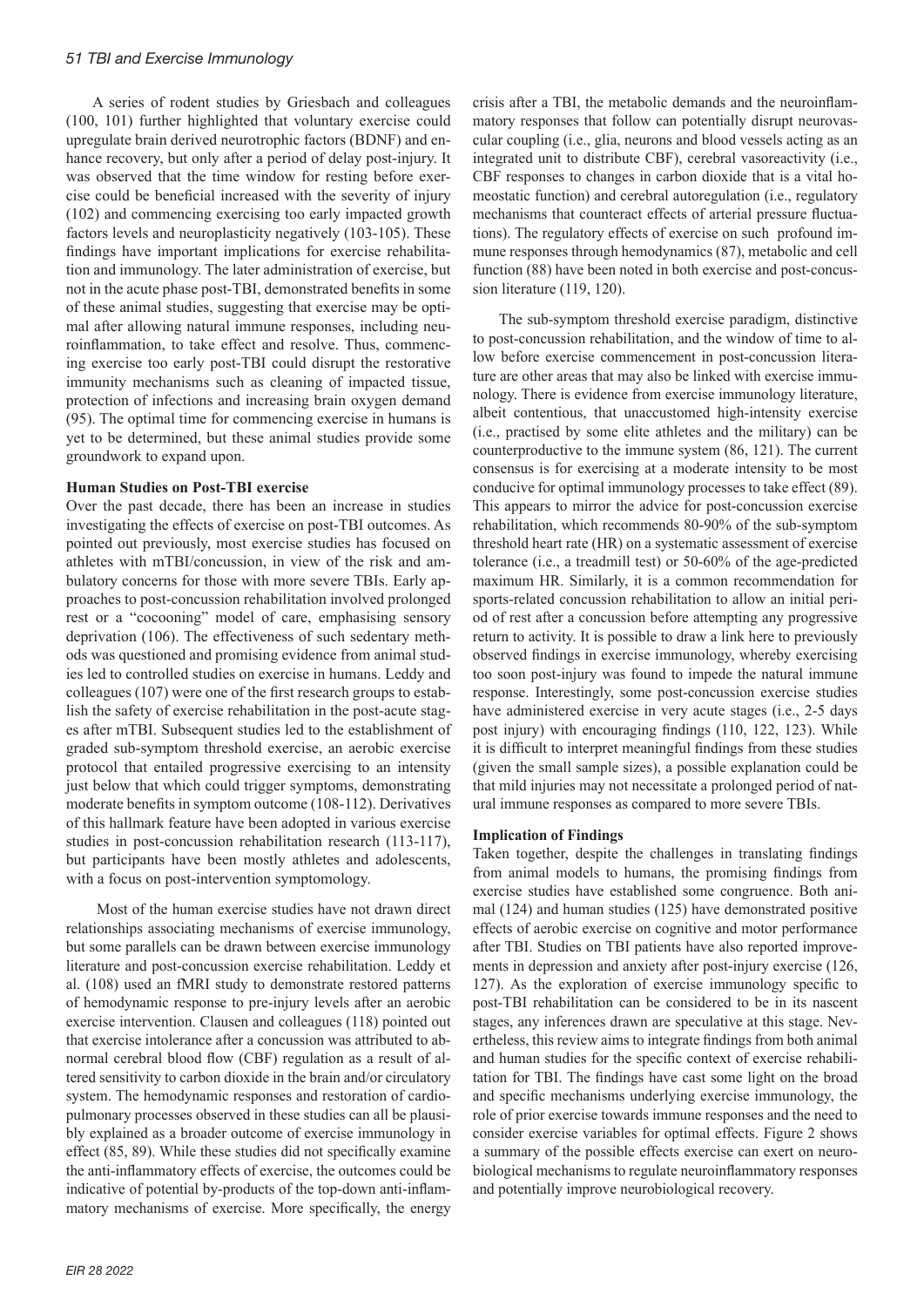A series of rodent studies by Griesbach and colleagues (100, 101) further highlighted that voluntary exercise could upregulate brain derived neurotrophic factors (BDNF) and enhance recovery, but only after a period of delay post-injury. It was observed that the time window for resting before exercise could be beneficial increased with the severity of injury (102) and commencing exercising too early impacted growth factors levels and neuroplasticity negatively (103-105). These findings have important implications for exercise rehabilitation and immunology. The later administration of exercise, but not in the acute phase post-TBI, demonstrated benefits in some of these animal studies, suggesting that exercise may be optimal after allowing natural immune responses, including neuroinflammation, to take effect and resolve. Thus, commencing exercise too early post-TBI could disrupt the restorative immunity mechanisms such as cleaning of impacted tissue, protection of infections and increasing brain oxygen demand (95). The optimal time for commencing exercise in humans is yet to be determined, but these animal studies provide some groundwork to expand upon.

**Human Studies on Post-TBI exercise**

Over the past decade, there has been an increase in studies investigating the effects of exercise on post-TBI outcomes. As pointed out previously, most exercise studies has focused on athletes with mTBI/concussion, in view of the risk and ambulatory concerns for those with more severe TBIs. Early approaches to post-concussion rehabilitation involved prolonged rest or a "cocooning" model of care, emphasising sensory deprivation (106). The effectiveness of such sedentary methods was questioned and promising evidence from animal studies led to controlled studies on exercise in humans. Leddy and colleagues (107) were one of the first research groups to establish the safety of exercise rehabilitation in the post-acute stages after mTBI. Subsequent studies led to the establishment of graded sub-symptom threshold exercise, an aerobic exercise protocol that entailed progressive exercising to an intensity just below that which could trigger symptoms, demonstrating moderate benefits in symptom outcome (108-112). Derivatives of this hallmark feature have been adopted in various exercise studies in post-concussion rehabilitation research (113-117), but participants have been mostly athletes and adolescents, with a focus on post-intervention symptomology.

Most of the human exercise studies have not drawn direct relationships associating mechanisms of exercise immunology, but some parallels can be drawn between exercise immunology literature and post-concussion exercise rehabilitation. Leddy et al. (108) used an fMRI study to demonstrate restored patterns of hemodynamic response to pre-injury levels after an aerobic exercise intervention. Clausen and colleagues (118) pointed out that exercise intolerance after a concussion was attributed to abnormal cerebral blood flow (CBF) regulation as a result of altered sensitivity to carbon dioxide in the brain and/or circulatory system. The hemodynamic responses and restoration of cardiopulmonary processes observed in these studies can all be plausibly explained as a broader outcome of exercise immunology in effect (85, 89). While these studies did not specifically examine the anti-inflammatory effects of exercise, the outcomes could be indicative of potential by-products of the top-down anti-inflammatory mechanisms of exercise. More specifically, the energy crisis after a TBI, the metabolic demands and the neuroinflammatory responses that follow can potentially disrupt neurovascular coupling (i.e., glia, neurons and blood vessels acting as an integrated unit to distribute CBF), cerebral vasoreactivity (i.e., CBF responses to changes in carbon dioxide that is a vital homeostatic function) and cerebral autoregulation (i.e., regulatory mechanisms that counteract effects of arterial pressure fluctuations). The regulatory effects of exercise on such profound immune responses through hemodynamics (87), metabolic and cell function (88) have been noted in both exercise and post-concussion literature (119, 120).

The sub-symptom threshold exercise paradigm, distinctive to post-concussion rehabilitation, and the window of time to allow before exercise commencement in post-concussion literature are other areas that may also be linked with exercise immunology. There is evidence from exercise immunology literature, albeit contentious, that unaccustomed high-intensity exercise (i.e., practised by some elite athletes and the military) can be counterproductive to the immune system (86, 121). The current consensus is for exercising at a moderate intensity to be most conducive for optimal immunology processes to take effect (89). This appears to mirror the advice for post-concussion exercise rehabilitation, which recommends 80-90% of the sub-symptom threshold heart rate (HR) on a systematic assessment of exercise tolerance (i.e., a treadmill test) or 50-60% of the age-predicted maximum HR. Similarly, it is a common recommendation for sports-related concussion rehabilitation to allow an initial period of rest after a concussion before attempting any progressive return to activity. It is possible to draw a link here to previously observed findings in exercise immunology, whereby exercising too soon post-injury was found to impede the natural immune response. Interestingly, some post-concussion exercise studies have administered exercise in very acute stages (i.e., 2-5 days post injury) with encouraging findings (110, 122, 123). While it is difficult to interpret meaningful findings from these studies (given the small sample sizes), a possible explanation could be that mild injuries may not necessitate a prolonged period of natural immune responses as compared to more severe TBIs.

**Implication of Findings**

Taken together, despite the challenges in translating findings from animal models to humans, the promising findings from exercise studies have established some congruence. Both animal (124) and human studies (125) have demonstrated positive effects of aerobic exercise on cognitive and motor performance after TBI. Studies on TBI patients have also reported improvements in depression and anxiety after post-injury exercise (126, 127). As the exploration of exercise immunology specific to post-TBI rehabilitation can be considered to be in its nascent stages, any inferences drawn are speculative at this stage. Nevertheless, this review aims to integrate findings from both animal and human studies for the specific context of exercise rehabilitation for TBI. The findings have cast some light on the broad and specific mechanisms underlying exercise immunology, the role of prior exercise towards immune responses and the need to consider exercise variables for optimal effects. Figure 2 shows a summary of the possible effects exercise can exert on neurobiological mechanisms to regulate neuroinflammatory responses and potentially improve neurobiological recovery.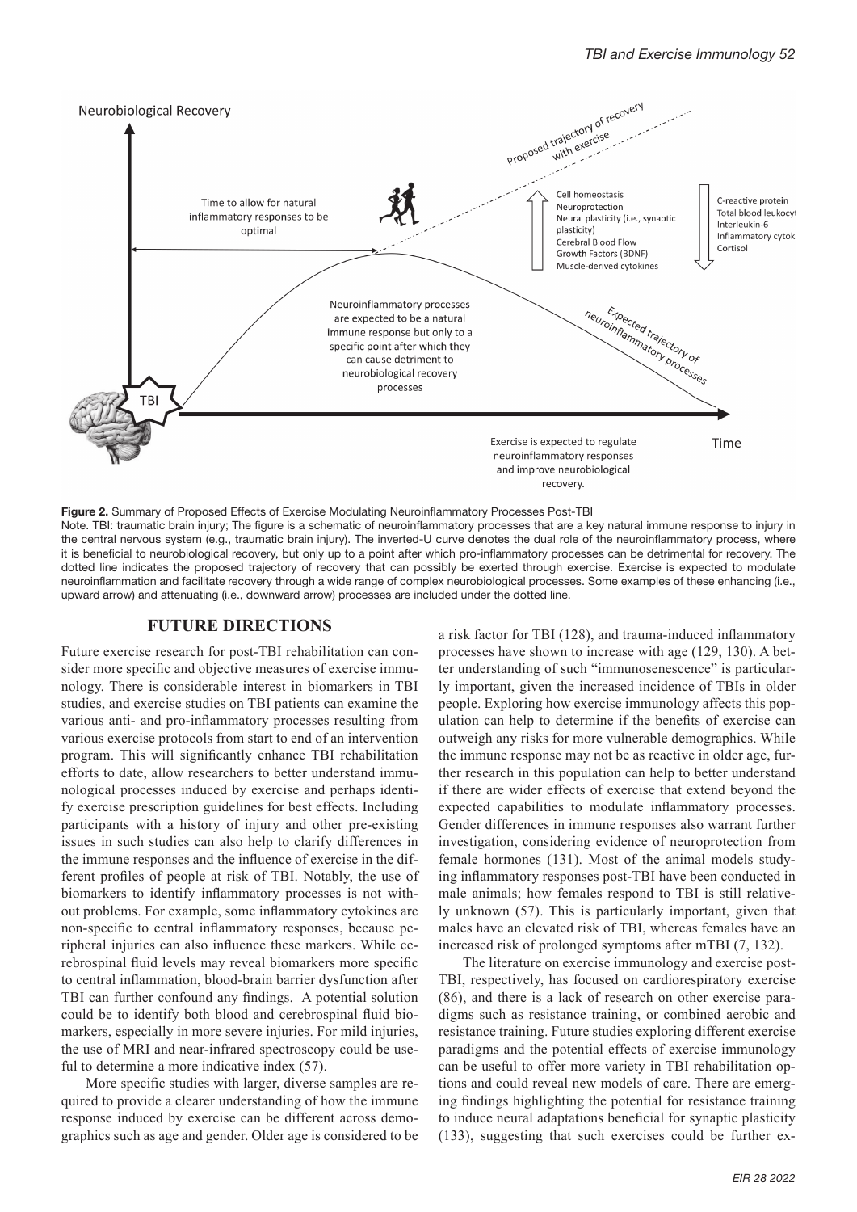Neurobiological Recovery

Time to allow for natural inflammatory responses to be optimal

Proposed trajectory of recovery with exercise

Cell homeostasis
Neuroprotection
Neural plasticity (i.e., synaptic plasticity)
Cerebral Blood Flow
Growth Factors (BDNF)
Muscle-derived cytokines

C-reactive protein
Total blood leukocyt
Interleukin-6
Inflammatory cytok
Cortisol

Neuroinflammatory processes are expected to be a natural immune response but only to a specific point after which they can cause detriment to neurobiological recovery processes

Expected trajectory of neuroinflammatory processes

TBI

Time

Exercise is expected to regulate neuroinflammatory responses and improve neurobiological recovery.

**Figure 2.** Summary of Proposed Effects of Exercise Modulating Neuroinflammatory Processes Post-TBI

Note. TBI: traumatic brain injury; The figure is a schematic of neuroinflammatory processes that are a key natural immune response to injury in the central nervous system (e.g., traumatic brain injury). The inverted-U curve denotes the dual role of the neuroinflammatory process, where it is beneficial to neurobiological recovery, but only up to a point after which pro-inflammatory processes can be detrimental for recovery. The dotted line indicates the proposed trajectory of recovery that can possibly be exerted through exercise. Exercise is expected to modulate neuroinflammation and facilitate recovery through a wide range of complex neurobiological processes. Some examples of these enhancing (i.e., upward arrow) and attenuating (i.e., downward arrow) processes are included under the dotted line.

## FUTURE DIRECTIONS

Future exercise research for post-TBI rehabilitation can consider more specific and objective measures of exercise immunology. There is considerable interest in biomarkers in TBI studies, and exercise studies on TBI patients can examine the various anti- and pro-inflammatory processes resulting from various exercise protocols from start to end of an intervention program. This will significantly enhance TBI rehabilitation efforts to date, allow researchers to better understand immunological processes induced by exercise and perhaps identify exercise prescription guidelines for best effects. Including participants with a history of injury and other pre-existing issues in such studies can also help to clarify differences in the immune responses and the influence of exercise in the different profiles of people at risk of TBI. Notably, the use of biomarkers to identify inflammatory processes is not without problems. For example, some inflammatory cytokines are non-specific to central inflammatory responses, because peripheral injuries can also influence these markers. While cerebrospinal fluid levels may reveal biomarkers more specific to central inflammation, blood-brain barrier dysfunction after TBI can further confound any findings. A potential solution could be to identify both blood and cerebrospinal fluid biomarkers, especially in more severe injuries. For mild injuries, the use of MRI and near-infrared spectroscopy could be useful to determine a more indicative index (57).

More specific studies with larger, diverse samples are required to provide a clearer understanding of how the immune response induced by exercise can be different across demographics such as age and gender. Older age is considered to be a risk factor for TBI (128), and trauma-induced inflammatory processes have shown to increase with age (129, 130). A better understanding of such "immunosenescence" is particularly important, given the increased incidence of TBIs in older people. Exploring how exercise immunology affects this population can help to determine if the benefits of exercise can outweigh any risks for more vulnerable demographics. While the immune response may not be as reactive in older age, further research in this population can help to better understand if there are wider effects of exercise that extend beyond the expected capabilities to modulate inflammatory processes. Gender differences in immune responses also warrant further investigation, considering evidence of neuroprotection from female hormones (131). Most of the animal models studying inflammatory responses post-TBI have been conducted in male animals; how females respond to TBI is still relatively unknown (57). This is particularly important, given that males have an elevated risk of TBI, whereas females have an increased risk of prolonged symptoms after mTBI (7, 132).

The literature on exercise immunology and exercise post-TBI, respectively, has focused on cardiorespiratory exercise (86), and there is a lack of research on other exercise paradigms such as resistance training, or combined aerobic and resistance training. Future studies exploring different exercise paradigms and the potential effects of exercise immunology can be useful to offer more variety in TBI rehabilitation options and could reveal new models of care. There are emerging findings highlighting the potential for resistance training to induce neural adaptations beneficial for synaptic plasticity (133), suggesting that such exercises could be further ex-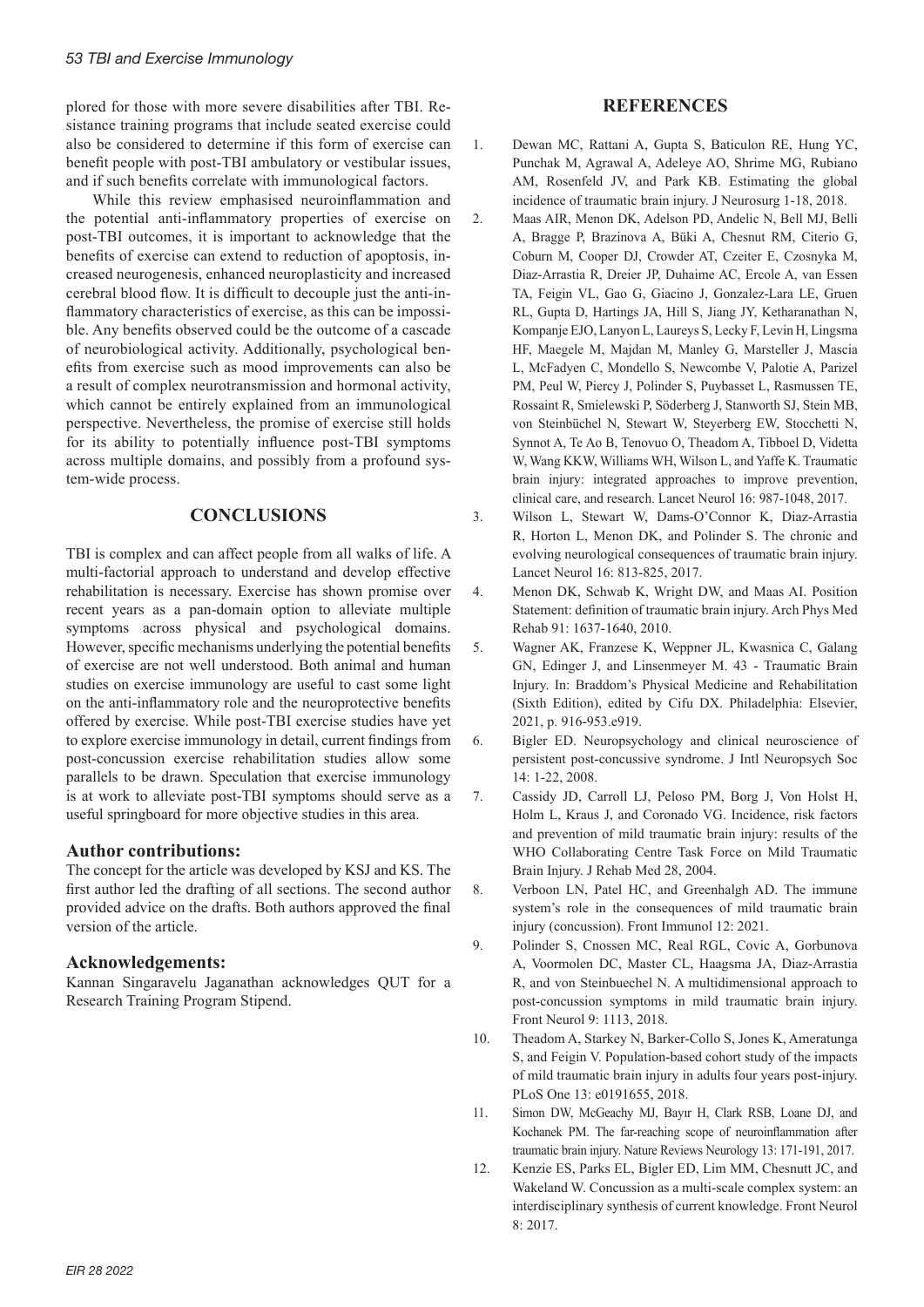plored for those with more severe disabilities after TBI. Resistance training programs that include seated exercise could also be considered to determine if this form of exercise can benefit people with post-TBI ambulatory or vestibular issues, and if such benefits correlate with immunological factors.

While this review emphasised neuroinflammation and the potential anti-inflammatory properties of exercise on post-TBI outcomes, it is important to acknowledge that the benefits of exercise can extend to reduction of apoptosis, increased neurogenesis, enhanced neuroplasticity and increased cerebral blood flow. It is difficult to decouple just the anti-inflammatory characteristics of exercise, as this can be impossible. Any benefits observed could be the outcome of a cascade of neurobiological activity. Additionally, psychological benefits from exercise such as mood improvements can also be a result of complex neurotransmission and hormonal activity, which cannot be entirely explained from an immunological perspective. Nevertheless, the promise of exercise still holds for its ability to potentially influence post-TBI symptoms across multiple domains, and possibly from a profound system-wide process.

## CONCLUSIONS

TBI is complex and can affect people from all walks of life. A multi-factorial approach to understand and develop effective rehabilitation is necessary. Exercise has shown promise over recent years as a pan-domain option to alleviate multiple symptoms across physical and psychological domains. However, specific mechanisms underlying the potential benefits of exercise are not well understood. Both animal and human studies on exercise immunology are useful to cast some light on the anti-inflammatory role and the neuroprotective benefits offered by exercise. While post-TBI exercise studies have yet to explore exercise immunology in detail, current findings from post-concussion exercise rehabilitation studies allow some parallels to be drawn. Speculation that exercise immunology is at work to alleviate post-TBI symptoms should serve as a useful springboard for more objective studies in this area.

### Author contributions:

The concept for the article was developed by KSJ and KS. The first author led the drafting of all sections. The second author provided advice on the drafts. Both authors approved the final version of the article.

### Acknowledgements:

Kannan Singaravelu Jaganathan acknowledges QUT for a Research Training Program Stipend.

## REFERENCES

1. Dewan MC, Rattani A, Gupta S, Baticulon RE, Hung YC, Punchak M, Agrawal A, Adeleye AO, Shrime MG, Rubiano AM, Rosenfeld JV, and Park KB. Estimating the global incidence of traumatic brain injury. J Neurosurg 1-18, 2018.
2. Maas AIR, Menon DK, Adelson PD, Andelic N, Bell MJ, Belli A, Bragge P, Brazinova A, Büki A, Chesnut RM, Citerio G, Coburn M, Cooper DJ, Crowder AT, Czeiter E, Czosnyka M, Diaz-Arrastia R, Dreier JP, Duhaime AC, Ercole A, van Essen TA, Feigin VL, Gao G, Giacino J, Gonzalez-Lara LE, Gruen RL, Gupta D, Hartings JA, Hill S, Jiang JY, Ketharanathan N, Kompanje EJO, Lanyon L, Laureys S, Lecky F, Levin H, Lingsma HF, Maegele M, Majdan M, Manley G, Marsteller J, Mascia L, McFadyen C, Mondello S, Newcombe V, Palotie A, Parizel PM, Peul W, Piercy J, Polinder S, Puybasset L, Rasmussen TE, Rossaint R, Smielewski P, Söderberg J, Stanworth SJ, Stein MB, von Steinbüchel N, Stewart W, Steyerberg EW, Stocchetti N, Synnot A, Te Ao B, Tenovuo O, Theadom A, Tibboel D, Videtta W, Wang KKW, Williams WH, Wilson L, and Yaffe K. Traumatic brain injury: integrated approaches to improve prevention, clinical care, and research. Lancet Neurol 16: 987-1048, 2017.
3. Wilson L, Stewart W, Dams-O'Connor K, Diaz-Arrastia R, Horton L, Menon DK, and Polinder S. The chronic and evolving neurological consequences of traumatic brain injury. Lancet Neurol 16: 813-825, 2017.
4. Menon DK, Schwab K, Wright DW, and Maas AI. Position Statement: definition of traumatic brain injury. Arch Phys Med Rehab 91: 1637-1640, 2010.
5. Wagner AK, Franzese K, Weppner JL, Kwasnica C, Galang GN, Edinger J, and Linsenmeyer M. 43 - Traumatic Brain Injury. In: Braddom's Physical Medicine and Rehabilitation (Sixth Edition), edited by Cifu DX. Philadelphia: Elsevier, 2021, p. 916-953.e919.
6. Bigler ED. Neuropsychology and clinical neuroscience of persistent post-concussive syndrome. J Intl Neuropsych Soc 14: 1-22, 2008.
7. Cassidy JD, Carroll LJ, Peloso PM, Borg J, Von Holst H, Holm L, Kraus J, and Coronado VG. Incidence, risk factors and prevention of mild traumatic brain injury: results of the WHO Collaborating Centre Task Force on Mild Traumatic Brain Injury. J Rehab Med 28, 2004.
8. Verboon LN, Patel HC, and Greenhalgh AD. The immune system's role in the consequences of mild traumatic brain injury (concussion). Front Immunol 12: 2021.
9. Polinder S, Cnossen MC, Real RGL, Covic A, Gorbunova A, Voormolen DC, Master CL, Haagsma JA, Diaz-Arrastia R, and von Steinbuechel N. A multidimensional approach to post-concussion symptoms in mild traumatic brain injury. Front Neurol 9: 1113, 2018.
10. Theadom A, Starkey N, Barker-Collo S, Jones K, Ameratunga S, and Feigin V. Population-based cohort study of the impacts of mild traumatic brain injury in adults four years post-injury. PLoS One 13: e0191655, 2018.
11. Simon DW, McGeachy MJ, Bayır H, Clark RSB, Loane DJ, and Kochanek PM. The far-reaching scope of neuroinflammation after traumatic brain injury. Nature Reviews Neurology 13: 171-191, 2017.
12. Kenzie ES, Parks EL, Bigler ED, Lim MM, Chesnutt JC, and Wakeland W. Concussion as a multi-scale complex system: an interdisciplinary synthesis of current knowledge. Front Neurol 8: 2017.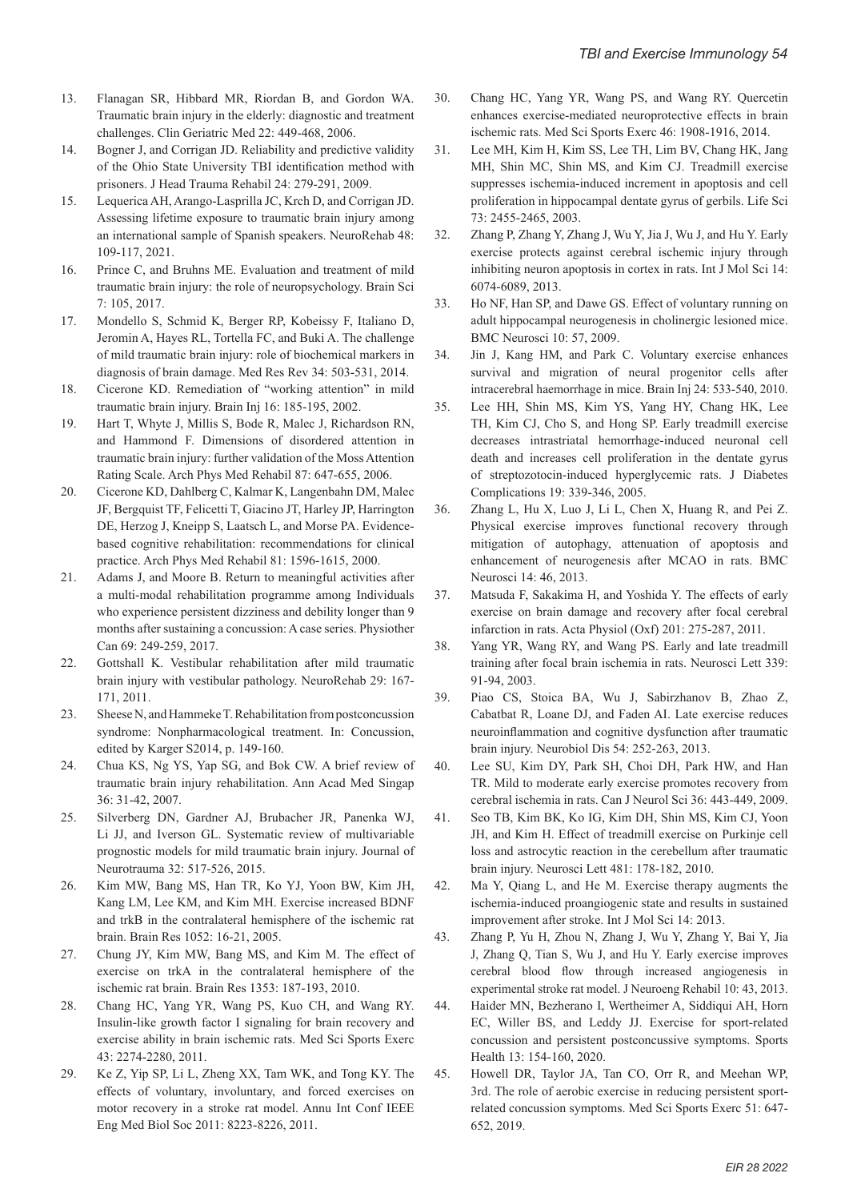13. Flanagan SR, Hibbard MR, Riordan B, and Gordon WA. Traumatic brain injury in the elderly: diagnostic and treatment challenges. Clin Geriatric Med 22: 449-468, 2006.
14. Bogner J, and Corrigan JD. Reliability and predictive validity of the Ohio State University TBI identification method with prisoners. J Head Trauma Rehabil 24: 279-291, 2009.
15. Lequerica AH, Arango-Lasprilla JC, Krch D, and Corrigan JD. Assessing lifetime exposure to traumatic brain injury among an international sample of Spanish speakers. NeuroRehab 48: 109-117, 2021.
16. Prince C, and Bruhns ME. Evaluation and treatment of mild traumatic brain injury: the role of neuropsychology. Brain Sci 7: 105, 2017.
17. Mondello S, Schmid K, Berger RP, Kobeissy F, Italiano D, Jeromin A, Hayes RL, Tortella FC, and Buki A. The challenge of mild traumatic brain injury: role of biochemical markers in diagnosis of brain damage. Med Res Rev 34: 503-531, 2014.
18. Cicerone KD. Remediation of "working attention" in mild traumatic brain injury. Brain Inj 16: 185-195, 2002.
19. Hart T, Whyte J, Millis S, Bode R, Malec J, Richardson RN, and Hammond F. Dimensions of disordered attention in traumatic brain injury: further validation of the Moss Attention Rating Scale. Arch Phys Med Rehabil 87: 647-655, 2006.
20. Cicerone KD, Dahlberg C, Kalmar K, Langenbahn DM, Malec JF, Bergquist TF, Felicetti T, Giacino JT, Harley JP, Harrington DE, Herzog J, Kneipp S, Laatsch L, and Morse PA. Evidence-based cognitive rehabilitation: recommendations for clinical practice. Arch Phys Med Rehabil 81: 1596-1615, 2000.
21. Adams J, and Moore B. Return to meaningful activities after a multi-modal rehabilitation programme among Individuals who experience persistent dizziness and debility longer than 9 months after sustaining a concussion: A case series. Physiother Can 69: 249-259, 2017.
22. Gottshall K. Vestibular rehabilitation after mild traumatic brain injury with vestibular pathology. NeuroRehab 29: 167-171, 2011.
23. Sheese N, and Hammeke T. Rehabilitation from postconcussion syndrome: Nonpharmacological treatment. In: Concussion, edited by Karger S2014, p. 149-160.
24. Chua KS, Ng YS, Yap SG, and Bok CW. A brief review of traumatic brain injury rehabilitation. Ann Acad Med Singap 36: 31-42, 2007.
25. Silverberg DN, Gardner AJ, Brubacher JR, Panenka WJ, Li JJ, and Iverson GL. Systematic review of multivariable prognostic models for mild traumatic brain injury. Journal of Neurotrauma 32: 517-526, 2015.
26. Kim MW, Bang MS, Han TR, Ko YJ, Yoon BW, Kim JH, Kang LM, Lee KM, and Kim MH. Exercise increased BDNF and trkB in the contralateral hemisphere of the ischemic rat brain. Brain Res 1052: 16-21, 2005.
27. Chung JY, Kim MW, Bang MS, and Kim M. The effect of exercise on trkA in the contralateral hemisphere of the ischemic rat brain. Brain Res 1353: 187-193, 2010.
28. Chang HC, Yang YR, Wang PS, Kuo CH, and Wang RY. Insulin-like growth factor I signaling for brain recovery and exercise ability in brain ischemic rats. Med Sci Sports Exerc 43: 2274-2280, 2011.
29. Ke Z, Yip SP, Li L, Zheng XX, Tam WK, and Tong KY. The effects of voluntary, involuntary, and forced exercises on motor recovery in a stroke rat model. Annu Int Conf IEEE Eng Med Biol Soc 2011: 8223-8226, 2011.
30. Chang HC, Yang YR, Wang PS, and Wang RY. Quercetin enhances exercise-mediated neuroprotective effects in brain ischemic rats. Med Sci Sports Exerc 46: 1908-1916, 2014.
31. Lee MH, Kim H, Kim SS, Lee TH, Lim BV, Chang HK, Jang MH, Shin MC, Shin MS, and Kim CJ. Treadmill exercise suppresses ischemia-induced increment in apoptosis and cell proliferation in hippocampal dentate gyrus of gerbils. Life Sci 73: 2455-2465, 2003.
32. Zhang P, Zhang Y, Zhang J, Wu Y, Jia J, Wu J, and Hu Y. Early exercise protects against cerebral ischemic injury through inhibiting neuron apoptosis in cortex in rats. Int J Mol Sci 14: 6074-6089, 2013.
33. Ho NF, Han SP, and Dawe GS. Effect of voluntary running on adult hippocampal neurogenesis in cholinergic lesioned mice. BMC Neurosci 10: 57, 2009.
34. Jin J, Kang HM, and Park C. Voluntary exercise enhances survival and migration of neural progenitor cells after intracerebral haemorrhage in mice. Brain Inj 24: 533-540, 2010.
35. Lee HH, Shin MS, Kim YS, Yang HY, Chang HK, Lee TH, Kim CJ, Cho S, and Hong SP. Early treadmill exercise decreases intrastriatal hemorrhage-induced neuronal cell death and increases cell proliferation in the dentate gyrus of streptozotocin-induced hyperglycemic rats. J Diabetes Complications 19: 339-346, 2005.
36. Zhang L, Hu X, Luo J, Li L, Chen X, Huang R, and Pei Z. Physical exercise improves functional recovery through mitigation of autophagy, attenuation of apoptosis and enhancement of neurogenesis after MCAO in rats. BMC Neurosci 14: 46, 2013.
37. Matsuda F, Sakakima H, and Yoshida Y. The effects of early exercise on brain damage and recovery after focal cerebral infarction in rats. Acta Physiol (Oxf) 201: 275-287, 2011.
38. Yang YR, Wang RY, and Wang PS. Early and late treadmill training after focal brain ischemia in rats. Neurosci Lett 339: 91-94, 2003.
39. Piao CS, Stoica BA, Wu J, Sabirzhanov B, Zhao Z, Cabatbat R, Loane DJ, and Faden AI. Late exercise reduces neuroinflammation and cognitive dysfunction after traumatic brain injury. Neurobiol Dis 54: 252-263, 2013.
40. Lee SU, Kim DY, Park SH, Choi DH, Park HW, and Han TR. Mild to moderate early exercise promotes recovery from cerebral ischemia in rats. Can J Neurol Sci 36: 443-449, 2009.
41. Seo TB, Kim BK, Ko IG, Kim DH, Shin MS, Kim CJ, Yoon JH, and Kim H. Effect of treadmill exercise on Purkinje cell loss and astrocytic reaction in the cerebellum after traumatic brain injury. Neurosci Lett 481: 178-182, 2010.
42. Ma Y, Qiang L, and He M. Exercise therapy augments the ischemia-induced proangiogenic state and results in sustained improvement after stroke. Int J Mol Sci 14: 2013.
43. Zhang P, Yu H, Zhou N, Zhang J, Wu Y, Zhang Y, Bai Y, Jia J, Zhang Q, Tian S, Wu J, and Hu Y. Early exercise improves cerebral blood flow through increased angiogenesis in experimental stroke rat model. J Neuroeng Rehabil 10: 43, 2013.
44. Haider MN, Bezherano I, Wertheimer A, Siddiqui AH, Horn EC, Willer BS, and Leddy JJ. Exercise for sport-related concussion and persistent postconcussive symptoms. Sports Health 13: 154-160, 2020.
45. Howell DR, Taylor JA, Tan CO, Orr R, and Meehan WP, 3rd. The role of aerobic exercise in reducing persistent sport-related concussion symptoms. Med Sci Sports Exerc 51: 647-652, 2019.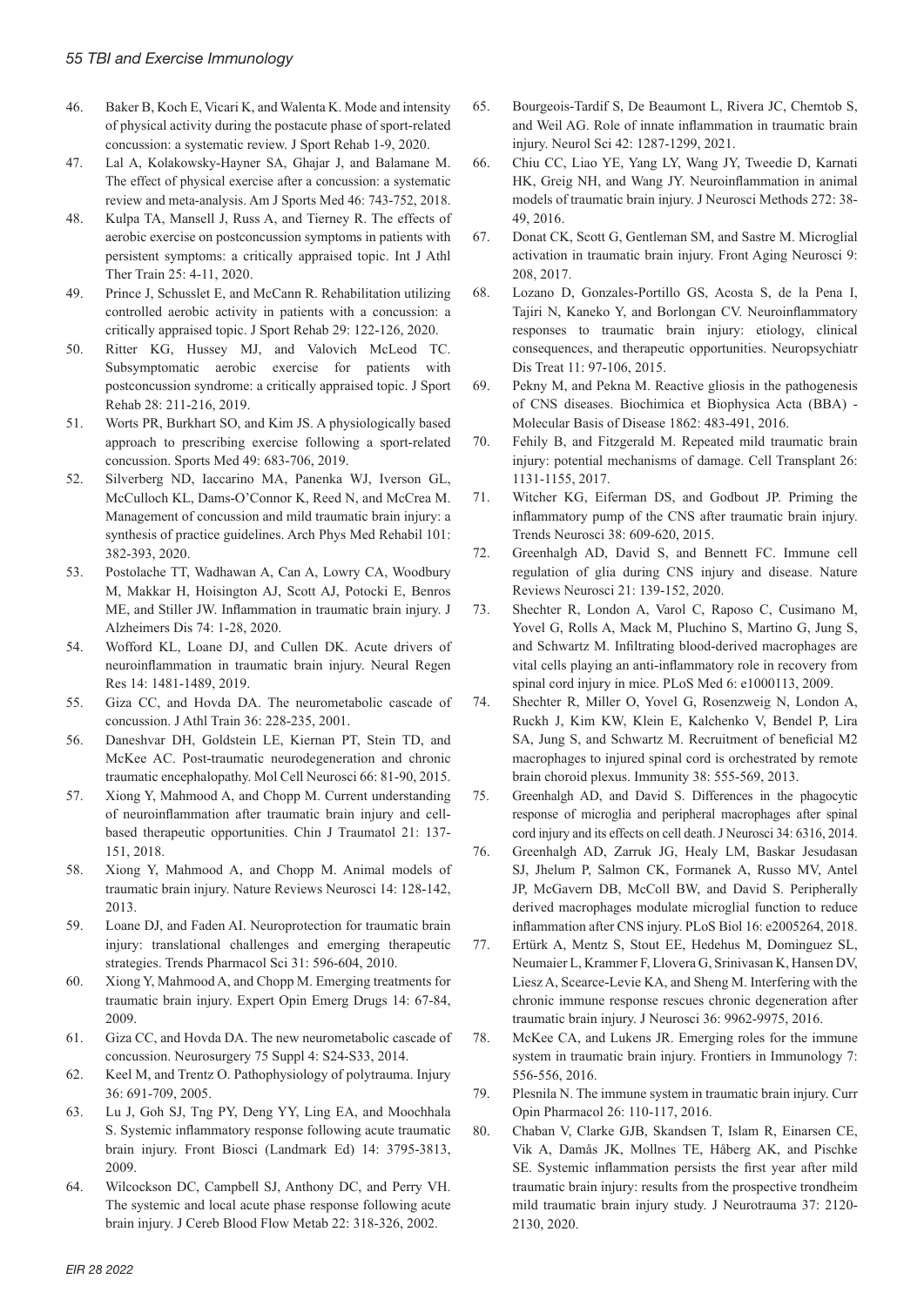46. Baker B, Koch E, Vicari K, and Walenta K. Mode and intensity of physical activity during the postacute phase of sport-related concussion: a systematic review. J Sport Rehab 1-9, 2020.
47. Lal A, Kolakowsky-Hayner SA, Ghajar J, and Balamane M. The effect of physical exercise after a concussion: a systematic review and meta-analysis. Am J Sports Med 46: 743-752, 2018.
48. Kulpa TA, Mansell J, Russ A, and Tierney R. The effects of aerobic exercise on postconcussion symptoms in patients with persistent symptoms: a critically appraised topic. Int J Athl Ther Train 25: 4-11, 2020.
49. Prince J, Schusslet E, and McCann R. Rehabilitation utilizing controlled aerobic activity in patients with a concussion: a critically appraised topic. J Sport Rehab 29: 122-126, 2020.
50. Ritter KG, Hussey MJ, and Valovich McLeod TC. Subsymptomatic aerobic exercise for patients with postconcussion syndrome: a critically appraised topic. J Sport Rehab 28: 211-216, 2019.
51. Worts PR, Burkhart SO, and Kim JS. A physiologically based approach to prescribing exercise following a sport-related concussion. Sports Med 49: 683-706, 2019.
52. Silverberg ND, Iaccarino MA, Panenka WJ, Iverson GL, McCulloch KL, Dams-O'Connor K, Reed N, and McCrea M. Management of concussion and mild traumatic brain injury: a synthesis of practice guidelines. Arch Phys Med Rehabil 101: 382-393, 2020.
53. Postolache TT, Wadhawan A, Can A, Lowry CA, Woodbury M, Makkar H, Hoisington AJ, Scott AJ, Potocki E, Benros ME, and Stiller JW. Inflammation in traumatic brain injury. J Alzheimers Dis 74: 1-28, 2020.
54. Wofford KL, Loane DJ, and Cullen DK. Acute drivers of neuroinflammation in traumatic brain injury. Neural Regen Res 14: 1481-1489, 2019.
55. Giza CC, and Hovda DA. The neurometabolic cascade of concussion. J Athl Train 36: 228-235, 2001.
56. Daneshvar DH, Goldstein LE, Kiernan PT, Stein TD, and McKee AC. Post-traumatic neurodegeneration and chronic traumatic encephalopathy. Mol Cell Neurosci 66: 81-90, 2015.
57. Xiong Y, Mahmood A, and Chopp M. Current understanding of neuroinflammation after traumatic brain injury and cell-based therapeutic opportunities. Chin J Traumatol 21: 137-151, 2018.
58. Xiong Y, Mahmood A, and Chopp M. Animal models of traumatic brain injury. Nature Reviews Neurosci 14: 128-142, 2013.
59. Loane DJ, and Faden AI. Neuroprotection for traumatic brain injury: translational challenges and emerging therapeutic strategies. Trends Pharmacol Sci 31: 596-604, 2010.
60. Xiong Y, Mahmood A, and Chopp M. Emerging treatments for traumatic brain injury. Expert Opin Emerg Drugs 14: 67-84, 2009.
61. Giza CC, and Hovda DA. The new neurometabolic cascade of concussion. Neurosurgery 75 Suppl 4: S24-S33, 2014.
62. Keel M, and Trentz O. Pathophysiology of polytrauma. Injury 36: 691-709, 2005.
63. Lu J, Goh SJ, Tng PY, Deng YY, Ling EA, and Moochhala S. Systemic inflammatory response following acute traumatic brain injury. Front Biosci (Landmark Ed) 14: 3795-3813, 2009.
64. Wilcockson DC, Campbell SJ, Anthony DC, and Perry VH. The systemic and local acute phase response following acute brain injury. J Cereb Blood Flow Metab 22: 318-326, 2002.
65. Bourgeois-Tardif S, De Beaumont L, Rivera JC, Chemtob S, and Weil AG. Role of innate inflammation in traumatic brain injury. Neurol Sci 42: 1287-1299, 2021.
66. Chiu CC, Liao YE, Yang LY, Wang JY, Tweedie D, Karnati HK, Greig NH, and Wang JY. Neuroinflammation in animal models of traumatic brain injury. J Neurosci Methods 272: 38-49, 2016.
67. Donat CK, Scott G, Gentleman SM, and Sastre M. Microglial activation in traumatic brain injury. Front Aging Neurosci 9: 208, 2017.
68. Lozano D, Gonzales-Portillo GS, Acosta S, de la Pena I, Tajiri N, Kaneko Y, and Borlongan CV. Neuroinflammatory responses to traumatic brain injury: etiology, clinical consequences, and therapeutic opportunities. Neuropsychiatr Dis Treat 11: 97-106, 2015.
69. Pekny M, and Pekna M. Reactive gliosis in the pathogenesis of CNS diseases. Biochimica et Biophysica Acta (BBA) - Molecular Basis of Disease 1862: 483-491, 2016.
70. Fehily B, and Fitzgerald M. Repeated mild traumatic brain injury: potential mechanisms of damage. Cell Transplant 26: 1131-1155, 2017.
71. Witcher KG, Eiferman DS, and Godbout JP. Priming the inflammatory pump of the CNS after traumatic brain injury. Trends Neurosci 38: 609-620, 2015.
72. Greenhalgh AD, David S, and Bennett FC. Immune cell regulation of glia during CNS injury and disease. Nature Reviews Neurosci 21: 139-152, 2020.
73. Shechter R, London A, Varol C, Raposo C, Cusimano M, Yovel G, Rolls A, Mack M, Pluchino S, Martino G, Jung S, and Schwartz M. Infiltrating blood-derived macrophages are vital cells playing an anti-inflammatory role in recovery from spinal cord injury in mice. PLoS Med 6: e1000113, 2009.
74. Shechter R, Miller O, Yovel G, Rosenzweig N, London A, Ruckh J, Kim KW, Klein E, Kalchenko V, Bendel P, Lira SA, Jung S, and Schwartz M. Recruitment of beneficial M2 macrophages to injured spinal cord is orchestrated by remote brain choroid plexus. Immunity 38: 555-569, 2013.
75. Greenhalgh AD, and David S. Differences in the phagocytic response of microglia and peripheral macrophages after spinal cord injury and its effects on cell death. J Neurosci 34: 6316, 2014.
76. Greenhalgh AD, Zarruk JG, Healy LM, Baskar Jesudasan SJ, Jhelum P, Salmon CK, Formanek A, Russo MV, Antel JP, McGavern DB, McColl BW, and David S. Peripherally derived macrophages modulate microglial function to reduce inflammation after CNS injury. PLoS Biol 16: e2005264, 2018.
77. Ertürk A, Mentz S, Stout EE, Hedehus M, Dominguez SL, Neumaier L, Krammer F, Llovera G, Srinivasan K, Hansen DV, Liesz A, Scearce-Levie KA, and Sheng M. Interfering with the chronic immune response rescues chronic degeneration after traumatic brain injury. J Neurosci 36: 9962-9975, 2016.
78. McKee CA, and Lukens JR. Emerging roles for the immune system in traumatic brain injury. Frontiers in Immunology 7: 556-556, 2016.
79. Plesnila N. The immune system in traumatic brain injury. Curr Opin Pharmacol 26: 110-117, 2016.
80. Chaban V, Clarke GJB, Skandsen T, Islam R, Einarsen CE, Vik A, Damås JK, Mollnes TE, Håberg AK, and Pischke SE. Systemic inflammation persists the first year after mild traumatic brain injury: results from the prospective trondheim mild traumatic brain injury study. J Neurotrauma 37: 2120-2130, 2020.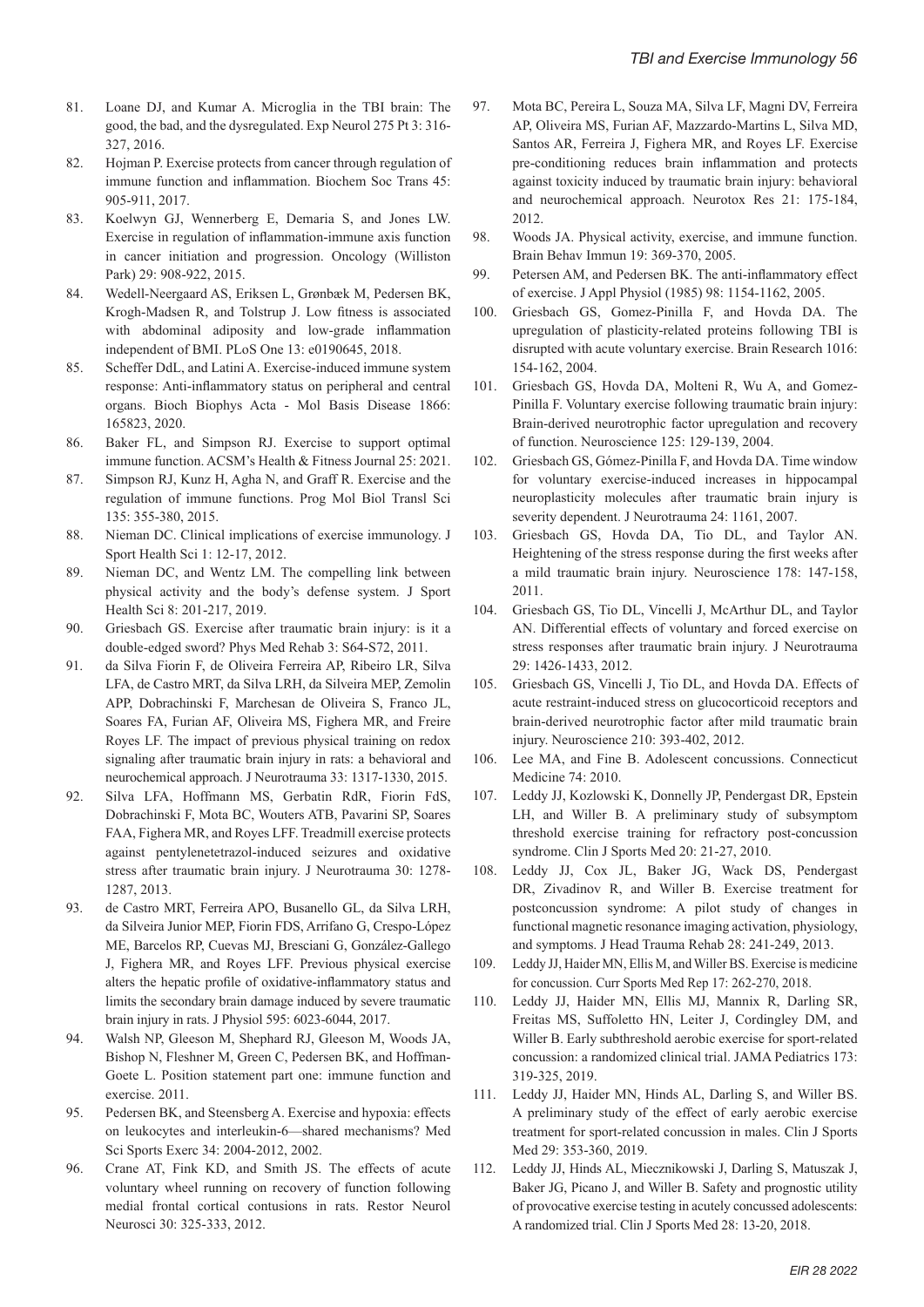81. Loane DJ, and Kumar A. Microglia in the TBI brain: The good, the bad, and the dysregulated. Exp Neurol 275 Pt 3: 316-327, 2016.
82. Hojman P. Exercise protects from cancer through regulation of immune function and inflammation. Biochem Soc Trans 45: 905-911, 2017.
83. Koelwyn GJ, Wennerberg E, Demaria S, and Jones LW. Exercise in regulation of inflammation-immune axis function in cancer initiation and progression. Oncology (Williston Park) 29: 908-922, 2015.
84. Wedell-Neergaard AS, Eriksen L, Grønbæk M, Pedersen BK, Krogh-Madsen R, and Tolstrup J. Low fitness is associated with abdominal adiposity and low-grade inflammation independent of BMI. PLoS One 13: e0190645, 2018.
85. Scheffer DdL, and Latini A. Exercise-induced immune system response: Anti-inflammatory status on peripheral and central organs. Bioch Biophys Acta - Mol Basis Disease 1866: 165823, 2020.
86. Baker FL, and Simpson RJ. Exercise to support optimal immune function. ACSM's Health & Fitness Journal 25: 2021.
87. Simpson RJ, Kunz H, Agha N, and Graff R. Exercise and the regulation of immune functions. Prog Mol Biol Transl Sci 135: 355-380, 2015.
88. Nieman DC. Clinical implications of exercise immunology. J Sport Health Sci 1: 12-17, 2012.
89. Nieman DC, and Wentz LM. The compelling link between physical activity and the body's defense system. J Sport Health Sci 8: 201-217, 2019.
90. Griesbach GS. Exercise after traumatic brain injury: is it a double-edged sword? Phys Med Rehab 3: S64-S72, 2011.
91. da Silva Fiorin F, de Oliveira Ferreira AP, Ribeiro LR, Silva LFA, de Castro MRT, da Silva LRH, da Silveira MEP, Zemolin APP, Dobrachinski F, Marchesan de Oliveira S, Franco JL, Soares FA, Furian AF, Oliveira MS, Fighera MR, and Freire Royes LF. The impact of previous physical training on redox signaling after traumatic brain injury in rats: a behavioral and neurochemical approach. J Neurotrauma 33: 1317-1330, 2015.
92. Silva LFA, Hoffmann MS, Gerbatin RdR, Fiorin FdS, Dobrachinski F, Mota BC, Wouters ATB, Pavarini SP, Soares FAA, Fighera MR, and Royes LFF. Treadmill exercise protects against pentylenetetrazol-induced seizures and oxidative stress after traumatic brain injury. J Neurotrauma 30: 1278-1287, 2013.
93. de Castro MRT, Ferreira APO, Busanello GL, da Silva LRH, da Silveira Junior MEP, Fiorin FDS, Arrifano G, Crespo-López ME, Barcelos RP, Cuevas MJ, Bresciani G, González-Gallego J, Fighera MR, and Royes LFF. Previous physical exercise alters the hepatic profile of oxidative-inflammatory status and limits the secondary brain damage induced by severe traumatic brain injury in rats. J Physiol 595: 6023-6044, 2017.
94. Walsh NP, Gleeson M, Shephard RJ, Gleeson M, Woods JA, Bishop N, Fleshner M, Green C, Pedersen BK, and Hoffman-Goete L. Position statement part one: immune function and exercise. 2011.
95. Pedersen BK, and Steensberg A. Exercise and hypoxia: effects on leukocytes and interleukin-6—shared mechanisms? Med Sci Sports Exerc 34: 2004-2012, 2002.
96. Crane AT, Fink KD, and Smith JS. The effects of acute voluntary wheel running on recovery of function following medial frontal cortical contusions in rats. Restor Neurol Neurosci 30: 325-333, 2012.
97. Mota BC, Pereira L, Souza MA, Silva LF, Magni DV, Ferreira AP, Oliveira MS, Furian AF, Mazzardo-Martins L, Silva MD, Santos AR, Ferreira J, Fighera MR, and Royes LF. Exercise pre-conditioning reduces brain inflammation and protects against toxicity induced by traumatic brain injury: behavioral and neurochemical approach. Neurotox Res 21: 175-184, 2012.
98. Woods JA. Physical activity, exercise, and immune function. Brain Behav Immun 19: 369-370, 2005.
99. Petersen AM, and Pedersen BK. The anti-inflammatory effect of exercise. J Appl Physiol (1985) 98: 1154-1162, 2005.
100. Griesbach GS, Gomez-Pinilla F, and Hovda DA. The upregulation of plasticity-related proteins following TBI is disrupted with acute voluntary exercise. Brain Research 1016: 154-162, 2004.
101. Griesbach GS, Hovda DA, Molteni R, Wu A, and Gomez-Pinilla F. Voluntary exercise following traumatic brain injury: Brain-derived neurotrophic factor upregulation and recovery of function. Neuroscience 125: 129-139, 2004.
102. Griesbach GS, Gómez-Pinilla F, and Hovda DA. Time window for voluntary exercise-induced increases in hippocampal neuroplasticity molecules after traumatic brain injury is severity dependent. J Neurotrauma 24: 1161, 2007.
103. Griesbach GS, Hovda DA, Tio DL, and Taylor AN. Heightening of the stress response during the first weeks after a mild traumatic brain injury. Neuroscience 178: 147-158, 2011.
104. Griesbach GS, Tio DL, Vincelli J, McArthur DL, and Taylor AN. Differential effects of voluntary and forced exercise on stress responses after traumatic brain injury. J Neurotrauma 29: 1426-1433, 2012.
105. Griesbach GS, Vincelli J, Tio DL, and Hovda DA. Effects of acute restraint-induced stress on glucocorticoid receptors and brain-derived neurotrophic factor after mild traumatic brain injury. Neuroscience 210: 393-402, 2012.
106. Lee MA, and Fine B. Adolescent concussions. Connecticut Medicine 74: 2010.
107. Leddy JJ, Kozlowski K, Donnelly JP, Pendergast DR, Epstein LH, and Willer B. A preliminary study of subsymptom threshold exercise training for refractory post-concussion syndrome. Clin J Sports Med 20: 21-27, 2010.
108. Leddy JJ, Cox JL, Baker JG, Wack DS, Pendergast DR, Zivadinov R, and Willer B. Exercise treatment for postconcussion syndrome: A pilot study of changes in functional magnetic resonance imaging activation, physiology, and symptoms. J Head Trauma Rehab 28: 241-249, 2013.
109. Leddy JJ, Haider MN, Ellis M, and Willer BS. Exercise is medicine for concussion. Curr Sports Med Rep 17: 262-270, 2018.
110. Leddy JJ, Haider MN, Ellis MJ, Mannix R, Darling SR, Freitas MS, Suffoletto HN, Leiter J, Cordingley DM, and Willer B. Early subthreshold aerobic exercise for sport-related concussion: a randomized clinical trial. JAMA Pediatrics 173: 319-325, 2019.
111. Leddy JJ, Haider MN, Hinds AL, Darling S, and Willer BS. A preliminary study of the effect of early aerobic exercise treatment for sport-related concussion in males. Clin J Sports Med 29: 353-360, 2019.
112. Leddy JJ, Hinds AL, Miecznikowski J, Darling S, Matuszak J, Baker JG, Picano J, and Willer B. Safety and prognostic utility of provocative exercise testing in acutely concussed adolescents: A randomized trial. Clin J Sports Med 28: 13-20, 2018.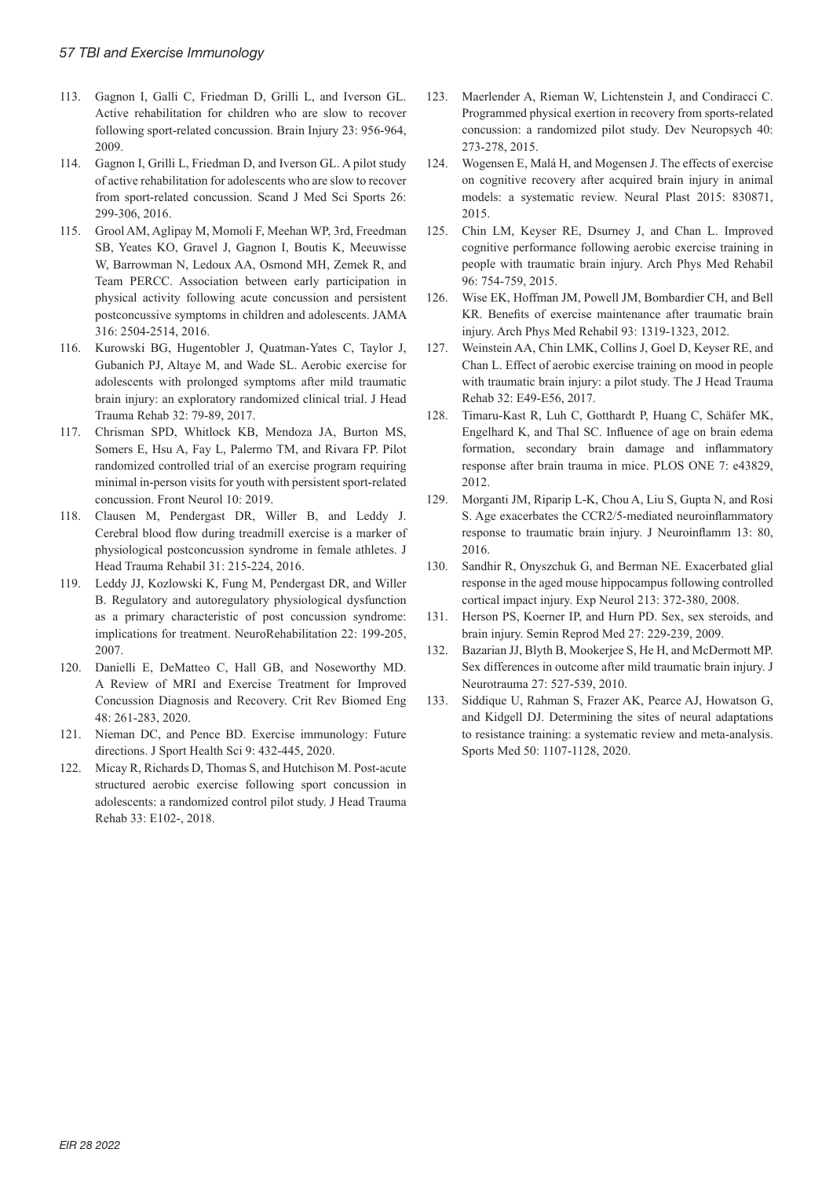113. Gagnon I, Galli C, Friedman D, Grilli L, and Iverson GL. Active rehabilitation for children who are slow to recover following sport-related concussion. Brain Injury 23: 956-964, 2009.
114. Gagnon I, Grilli L, Friedman D, and Iverson GL. A pilot study of active rehabilitation for adolescents who are slow to recover from sport-related concussion. Scand J Med Sci Sports 26: 299-306, 2016.
115. Grool AM, Aglipay M, Momoli F, Meehan WP, 3rd, Freedman SB, Yeates KO, Gravel J, Gagnon I, Boutis K, Meeuwisse W, Barrowman N, Ledoux AA, Osmond MH, Zemek R, and Team PERCC. Association between early participation in physical activity following acute concussion and persistent postconcussive symptoms in children and adolescents. JAMA 316: 2504-2514, 2016.
116. Kurowski BG, Hugentobler J, Quatman-Yates C, Taylor J, Gubanich PJ, Altaye M, and Wade SL. Aerobic exercise for adolescents with prolonged symptoms after mild traumatic brain injury: an exploratory randomized clinical trial. J Head Trauma Rehab 32: 79-89, 2017.
117. Chrisman SPD, Whitlock KB, Mendoza JA, Burton MS, Somers E, Hsu A, Fay L, Palermo TM, and Rivara FP. Pilot randomized controlled trial of an exercise program requiring minimal in-person visits for youth with persistent sport-related concussion. Front Neurol 10: 2019.
118. Clausen M, Pendergast DR, Willer B, and Leddy J. Cerebral blood flow during treadmill exercise is a marker of physiological postconcussion syndrome in female athletes. J Head Trauma Rehabil 31: 215-224, 2016.
119. Leddy JJ, Kozlowski K, Fung M, Pendergast DR, and Willer B. Regulatory and autoregulatory physiological dysfunction as a primary characteristic of post concussion syndrome: implications for treatment. NeuroRehabilitation 22: 199-205, 2007.
120. Danielli E, DeMatteo C, Hall GB, and Noseworthy MD. A Review of MRI and Exercise Treatment for Improved Concussion Diagnosis and Recovery. Crit Rev Biomed Eng 48: 261-283, 2020.
121. Nieman DC, and Pence BD. Exercise immunology: Future directions. J Sport Health Sci 9: 432-445, 2020.
122. Micay R, Richards D, Thomas S, and Hutchison M. Post-acute structured aerobic exercise following sport concussion in adolescents: a randomized control pilot study. J Head Trauma Rehab 33: E102-, 2018.
123. Maerlender A, Rieman W, Lichtenstein J, and Condiracci C. Programmed physical exertion in recovery from sports-related concussion: a randomized pilot study. Dev Neuropsych 40: 273-278, 2015.
124. Wogensen E, Malá H, and Mogensen J. The effects of exercise on cognitive recovery after acquired brain injury in animal models: a systematic review. Neural Plast 2015: 830871, 2015.
125. Chin LM, Keyser RE, Dsurney J, and Chan L. Improved cognitive performance following aerobic exercise training in people with traumatic brain injury. Arch Phys Med Rehabil 96: 754-759, 2015.
126. Wise EK, Hoffman JM, Powell JM, Bombardier CH, and Bell KR. Benefits of exercise maintenance after traumatic brain injury. Arch Phys Med Rehabil 93: 1319-1323, 2012.
127. Weinstein AA, Chin LMK, Collins J, Goel D, Keyser RE, and Chan L. Effect of aerobic exercise training on mood in people with traumatic brain injury: a pilot study. The J Head Trauma Rehab 32: E49-E56, 2017.
128. Timaru-Kast R, Luh C, Gotthardt P, Huang C, Schäfer MK, Engelhard K, and Thal SC. Influence of age on brain edema formation, secondary brain damage and inflammatory response after brain trauma in mice. PLOS ONE 7: e43829, 2012.
129. Morganti JM, Riparip L-K, Chou A, Liu S, Gupta N, and Rosi S. Age exacerbates the CCR2/5-mediated neuroinflammatory response to traumatic brain injury. J Neuroinflamm 13: 80, 2016.
130. Sandhir R, Onyszchuk G, and Berman NE. Exacerbated glial response in the aged mouse hippocampus following controlled cortical impact injury. Exp Neurol 213: 372-380, 2008.
131. Herson PS, Koerner IP, and Hurn PD. Sex, sex steroids, and brain injury. Semin Reprod Med 27: 229-239, 2009.
132. Bazarian JJ, Blyth B, Mookerjee S, He H, and McDermott MP. Sex differences in outcome after mild traumatic brain injury. J Neurotrauma 27: 527-539, 2010.
133. Siddique U, Rahman S, Frazer AK, Pearce AJ, Howatson G, and Kidgell DJ. Determining the sites of neural adaptations to resistance training: a systematic review and meta-analysis. Sports Med 50: 1107-1128, 2020.